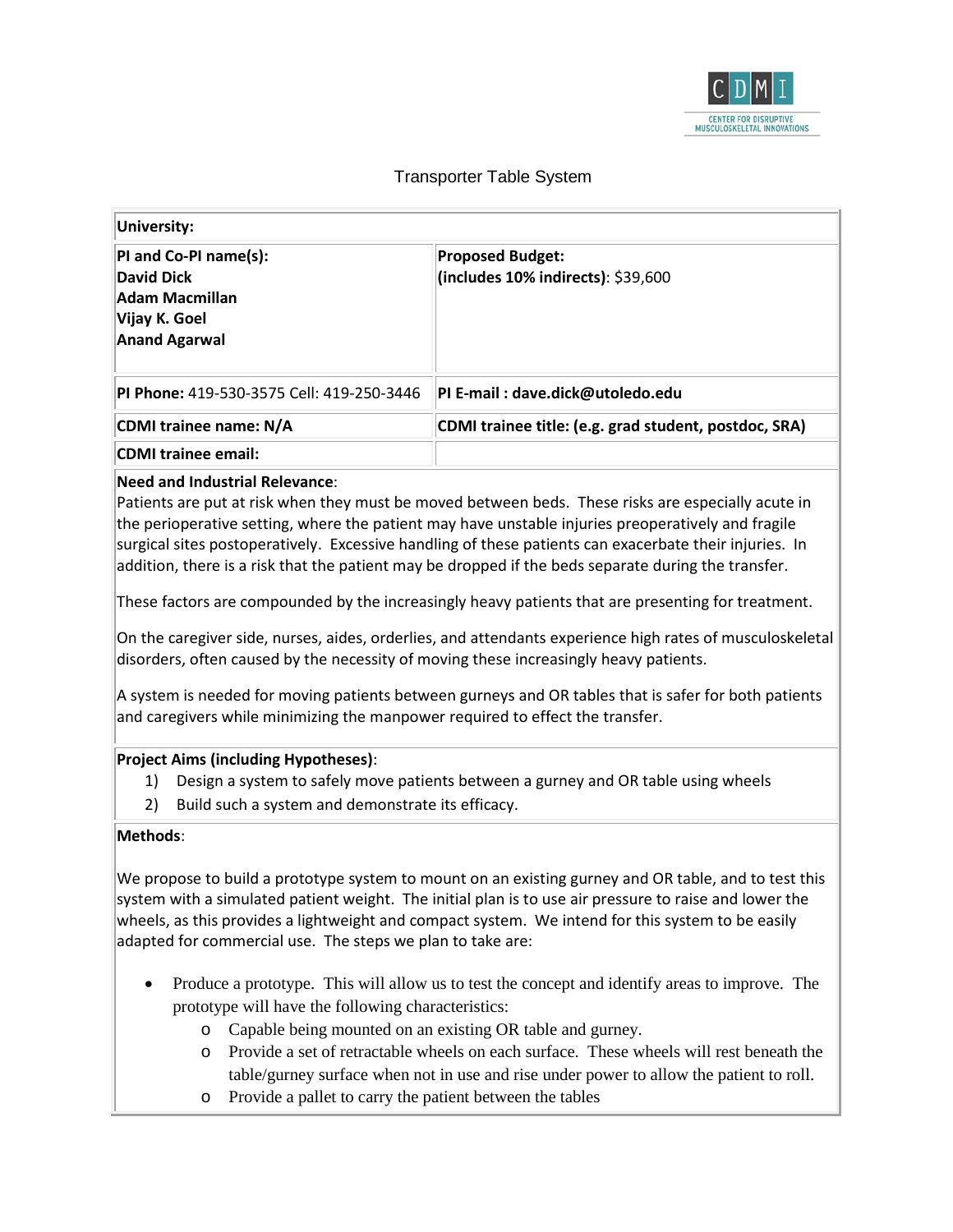# Transporter Table System

| University: | |
|---|---|
| **PI and Co-PI name(s):**<br>**David Dick**<br>**Adam Macmillan**<br>**Vijay K. Goel**<br>**Anand Agarwal** | **Proposed Budget:**<br>**(includes 10% indirects)**: $39,600 |
| **PI Phone:** 419-530-3575 Cell: 419-250-3446 | **PI E-mail : dave.dick@utoledo.edu** |
| **CDMI trainee name: N/A** | **CDMI trainee title: (e.g. grad student, postdoc, SRA)** |
| **CDMI trainee email:** | |

**Need and Industrial Relevance**:

Patients are put at risk when they must be moved between beds. These risks are especially acute in the perioperative setting, where the patient may have unstable injuries preoperatively and fragile surgical sites postoperatively. Excessive handling of these patients can exacerbate their injuries. In addition, there is a risk that the patient may be dropped if the beds separate during the transfer.

These factors are compounded by the increasingly heavy patients that are presenting for treatment.

On the caregiver side, nurses, aides, orderlies, and attendants experience high rates of musculoskeletal disorders, often caused by the necessity of moving these increasingly heavy patients.

A system is needed for moving patients between gurneys and OR tables that is safer for both patients and caregivers while minimizing the manpower required to effect the transfer.

**Project Aims (including Hypotheses)**:

1) Design a system to safely move patients between a gurney and OR table using wheels
2) Build such a system and demonstrate its efficacy.

**Methods**:

We propose to build a prototype system to mount on an existing gurney and OR table, and to test this system with a simulated patient weight. The initial plan is to use air pressure to raise and lower the wheels, as this provides a lightweight and compact system. We intend for this system to be easily adapted for commercial use. The steps we plan to take are:

- Produce a prototype. This will allow us to test the concept and identify areas to improve. The prototype will have the following characteristics:
  - Capable being mounted on an existing OR table and gurney.
  - Provide a set of retractable wheels on each surface. These wheels will rest beneath the table/gurney surface when not in use and rise under power to allow the patient to roll.
  - Provide a pallet to carry the patient between the tables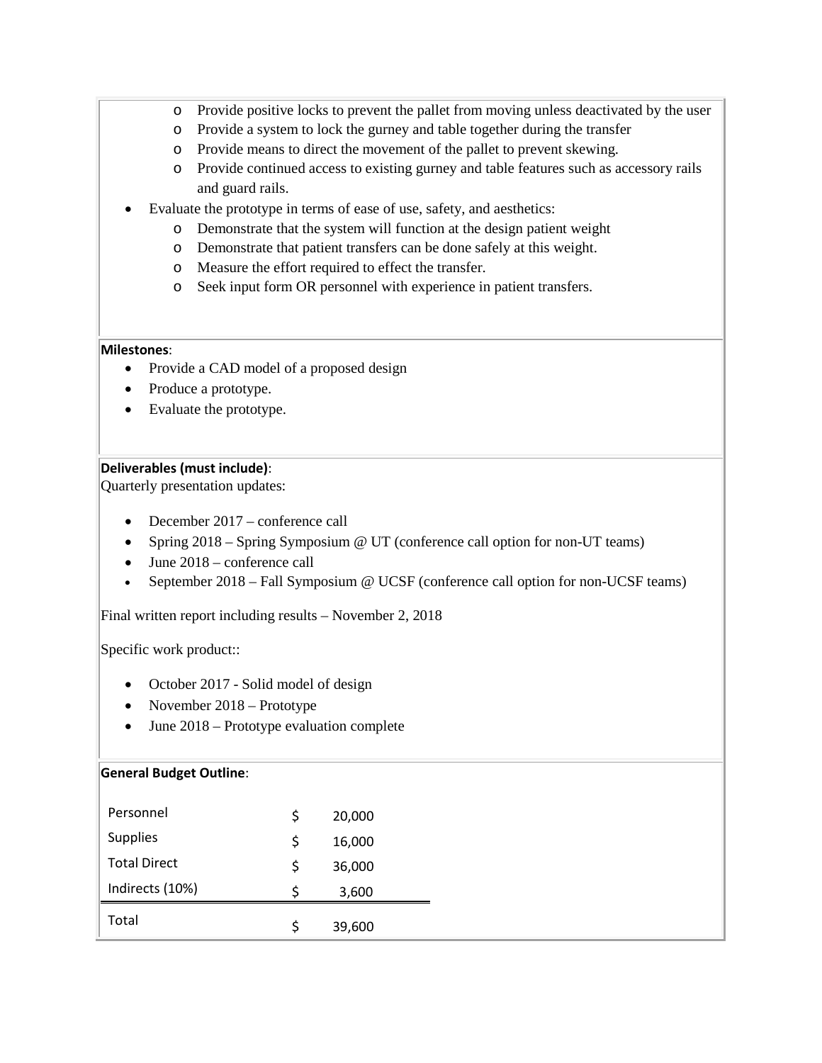- Provide positive locks to prevent the pallet from moving unless deactivated by the user
    - Provide a system to lock the gurney and table together during the transfer
    - Provide means to direct the movement of the pallet to prevent skewing.
    - Provide continued access to existing gurney and table features such as accessory rails and guard rails.
- Evaluate the prototype in terms of ease of use, safety, and aesthetics:
    - Demonstrate that the system will function at the design patient weight
    - Demonstrate that patient transfers can be done safely at this weight.
    - Measure the effort required to effect the transfer.
    - Seek input form OR personnel with experience in patient transfers.

**Milestones**:

- Provide a CAD model of a proposed design
- Produce a prototype.
- Evaluate the prototype.

**Deliverables (must include)**:

Quarterly presentation updates:

- December 2017 – conference call
- Spring 2018 – Spring Symposium @ UT (conference call option for non-UT teams)
- June 2018 – conference call
- September 2018 – Fall Symposium @ UCSF (conference call option for non-UCSF teams)

Final written report including results – November 2, 2018

Specific work product::

- October 2017 - Solid model of design
- November 2018 – Prototype
- June 2018 – Prototype evaluation complete

**General Budget Outline**:

| | | |
|---|---|---|
| Personnel | $ | 20,000 |
| Supplies | $ | 16,000 |
| Total Direct | $ | 36,000 |
| Indirects (10%) | $ | 3,600 |
| Total | $ | 39,600 |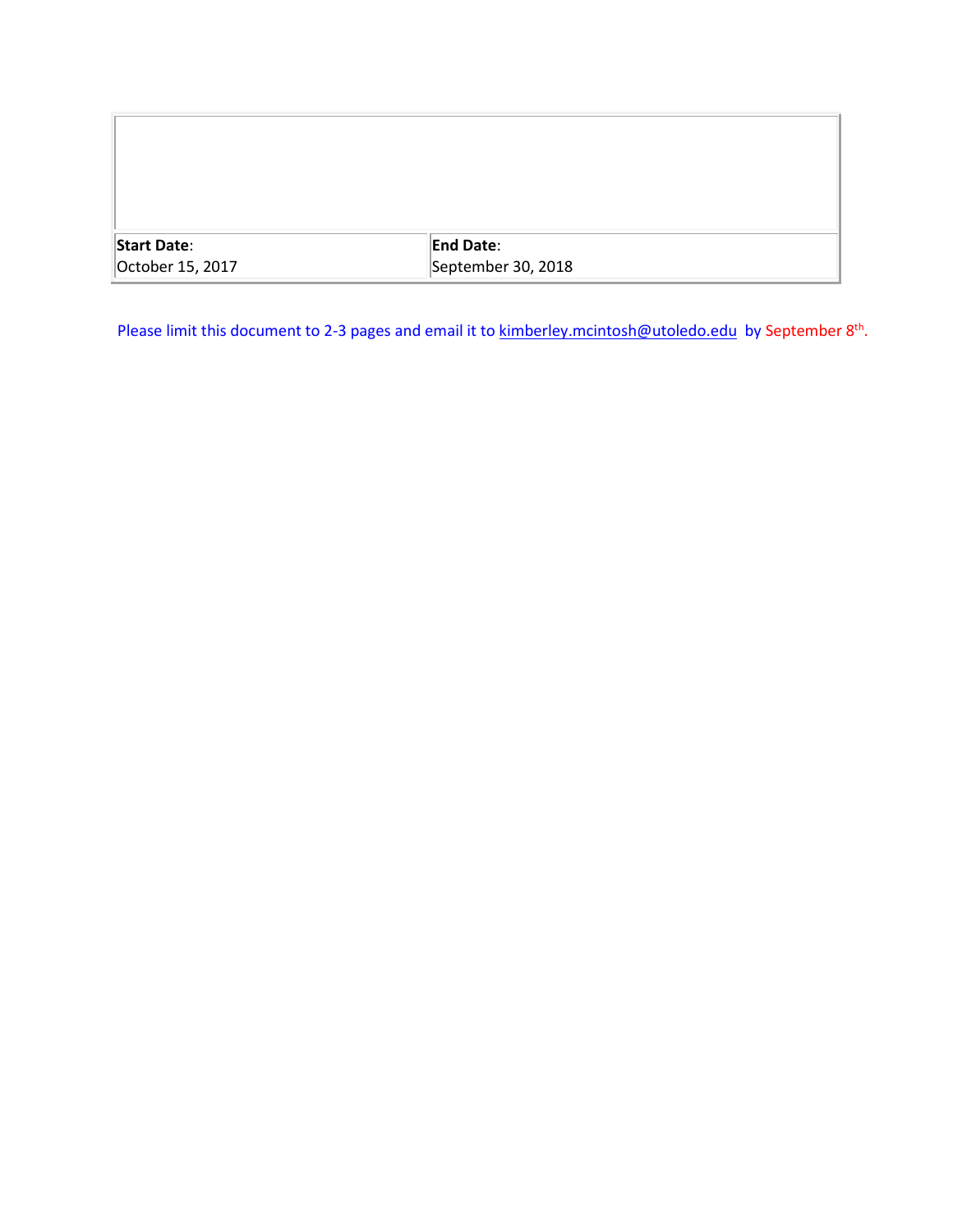| | |
|---|---|
| | |
| **Start Date**:<br>October 15, 2017 | **End Date**:<br>September 30, 2018 |

Please limit this document to 2-3 pages and email it to kimberley.mcintosh@utoledo.edu by September 8th.